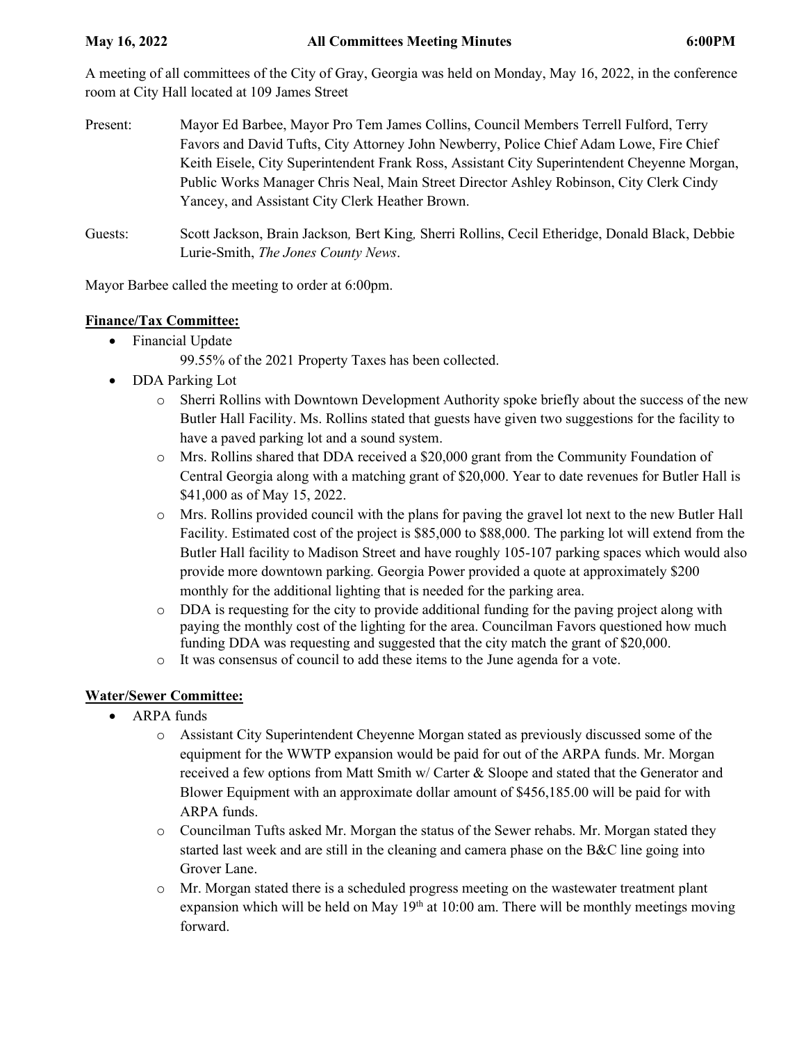**May 16, 2022 All Committees Meeting Minutes 6:00PM**

A meeting of all committees of the City of Gray, Georgia was held on Monday, May 16, 2022, in the conference room at City Hall located at 109 James Street

Present: Mayor Ed Barbee, Mayor Pro Tem James Collins, Council Members Terrell Fulford, Terry Favors and David Tufts, City Attorney John Newberry, Police Chief Adam Lowe, Fire Chief Keith Eisele, City Superintendent Frank Ross, Assistant City Superintendent Cheyenne Morgan, Public Works Manager Chris Neal, Main Street Director Ashley Robinson, City Clerk Cindy Yancey, and Assistant City Clerk Heather Brown.

Guests: Scott Jackson, Brain Jackson, Bert King, Sherri Rollins, Cecil Etheridge, Donald Black, Debbie Lurie-Smith, *The Jones County News*.

Mayor Barbee called the meeting to order at 6:00pm.

**Finance/Tax Committee:**

- Financial Update

  99.55% of the 2021 Property Taxes has been collected.

- DDA Parking Lot
  - Sherri Rollins with Downtown Development Authority spoke briefly about the success of the new Butler Hall Facility. Ms. Rollins stated that guests have given two suggestions for the facility to have a paved parking lot and a sound system.
  - Mrs. Rollins shared that DDA received a $20,000 grant from the Community Foundation of Central Georgia along with a matching grant of $20,000. Year to date revenues for Butler Hall is $41,000 as of May 15, 2022.
  - Mrs. Rollins provided council with the plans for paving the gravel lot next to the new Butler Hall Facility. Estimated cost of the project is $85,000 to $88,000. The parking lot will extend from the Butler Hall facility to Madison Street and have roughly 105-107 parking spaces which would also provide more downtown parking. Georgia Power provided a quote at approximately $200 monthly for the additional lighting that is needed for the parking area.
  - DDA is requesting for the city to provide additional funding for the paving project along with paying the monthly cost of the lighting for the area. Councilman Favors questioned how much funding DDA was requesting and suggested that the city match the grant of $20,000.
  - It was consensus of council to add these items to the June agenda for a vote.

**Water/Sewer Committee:**

- ARPA funds
  - Assistant City Superintendent Cheyenne Morgan stated as previously discussed some of the equipment for the WWTP expansion would be paid for out of the ARPA funds. Mr. Morgan received a few options from Matt Smith w/ Carter & Sloope and stated that the Generator and Blower Equipment with an approximate dollar amount of $456,185.00 will be paid for with ARPA funds.
  - Councilman Tufts asked Mr. Morgan the status of the Sewer rehabs. Mr. Morgan stated they started last week and are still in the cleaning and camera phase on the B&C line going into Grover Lane.
  - Mr. Morgan stated there is a scheduled progress meeting on the wastewater treatment plant expansion which will be held on May 19th at 10:00 am. There will be monthly meetings moving forward.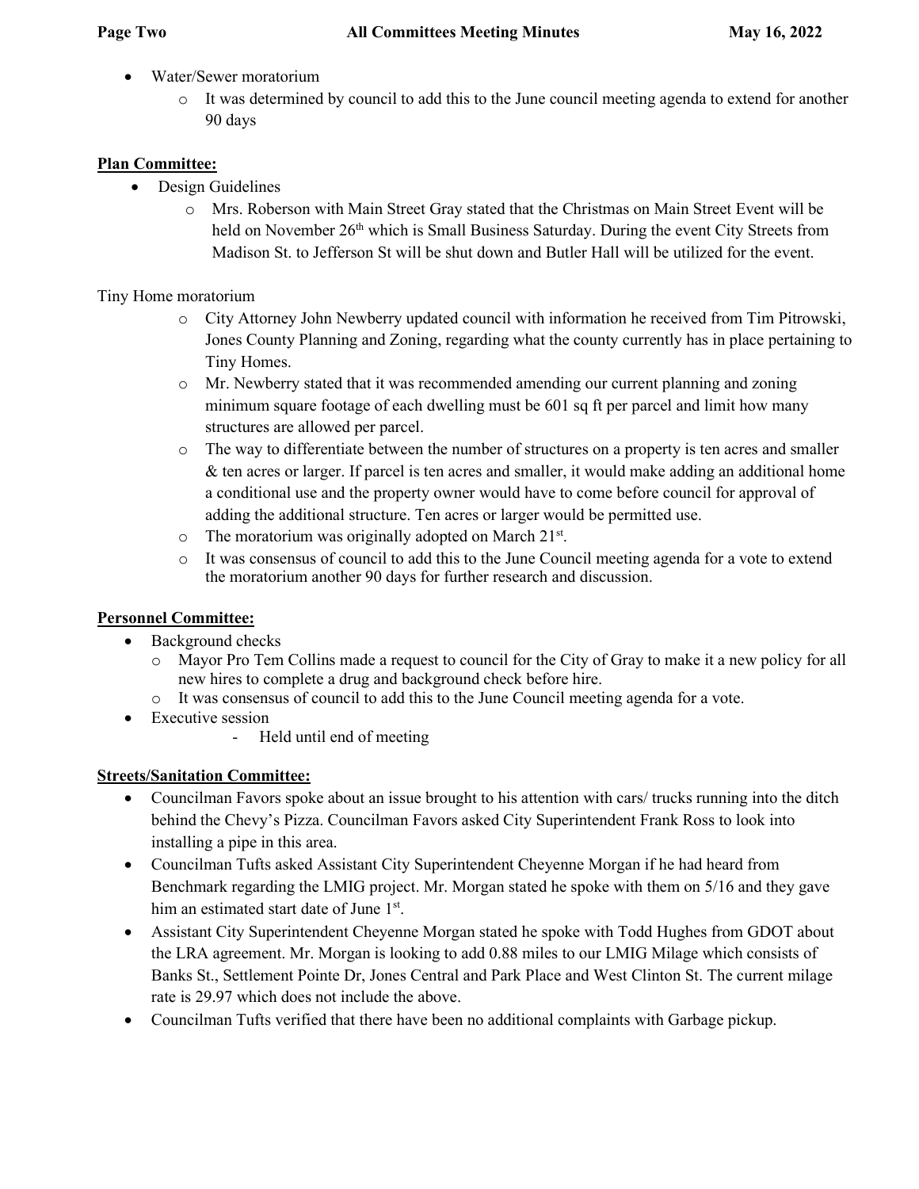- Water/Sewer moratorium
  - It was determined by council to add this to the June council meeting agenda to extend for another 90 days

**Plan Committee:**

- Design Guidelines
  - Mrs. Roberson with Main Street Gray stated that the Christmas on Main Street Event will be held on November 26th which is Small Business Saturday. During the event City Streets from Madison St. to Jefferson St will be shut down and Butler Hall will be utilized for the event.

Tiny Home moratorium

- City Attorney John Newberry updated council with information he received from Tim Pitrowski, Jones County Planning and Zoning, regarding what the county currently has in place pertaining to Tiny Homes.
- Mr. Newberry stated that it was recommended amending our current planning and zoning minimum square footage of each dwelling must be 601 sq ft per parcel and limit how many structures are allowed per parcel.
- The way to differentiate between the number of structures on a property is ten acres and smaller & ten acres or larger. If parcel is ten acres and smaller, it would make adding an additional home a conditional use and the property owner would have to come before council for approval of adding the additional structure. Ten acres or larger would be permitted use.
- The moratorium was originally adopted on March 21st.
- It was consensus of council to add this to the June Council meeting agenda for a vote to extend the moratorium another 90 days for further research and discussion.

**Personnel Committee:**

- Background checks
  - Mayor Pro Tem Collins made a request to council for the City of Gray to make it a new policy for all new hires to complete a drug and background check before hire.
  - It was consensus of council to add this to the June Council meeting agenda for a vote.
- Executive session
  - Held until end of meeting

**Streets/Sanitation Committee:**

- Councilman Favors spoke about an issue brought to his attention with cars/ trucks running into the ditch behind the Chevy's Pizza. Councilman Favors asked City Superintendent Frank Ross to look into installing a pipe in this area.
- Councilman Tufts asked Assistant City Superintendent Cheyenne Morgan if he had heard from Benchmark regarding the LMIG project. Mr. Morgan stated he spoke with them on 5/16 and they gave him an estimated start date of June 1st.
- Assistant City Superintendent Cheyenne Morgan stated he spoke with Todd Hughes from GDOT about the LRA agreement. Mr. Morgan is looking to add 0.88 miles to our LMIG Milage which consists of Banks St., Settlement Pointe Dr, Jones Central and Park Place and West Clinton St. The current milage rate is 29.97 which does not include the above.
- Councilman Tufts verified that there have been no additional complaints with Garbage pickup.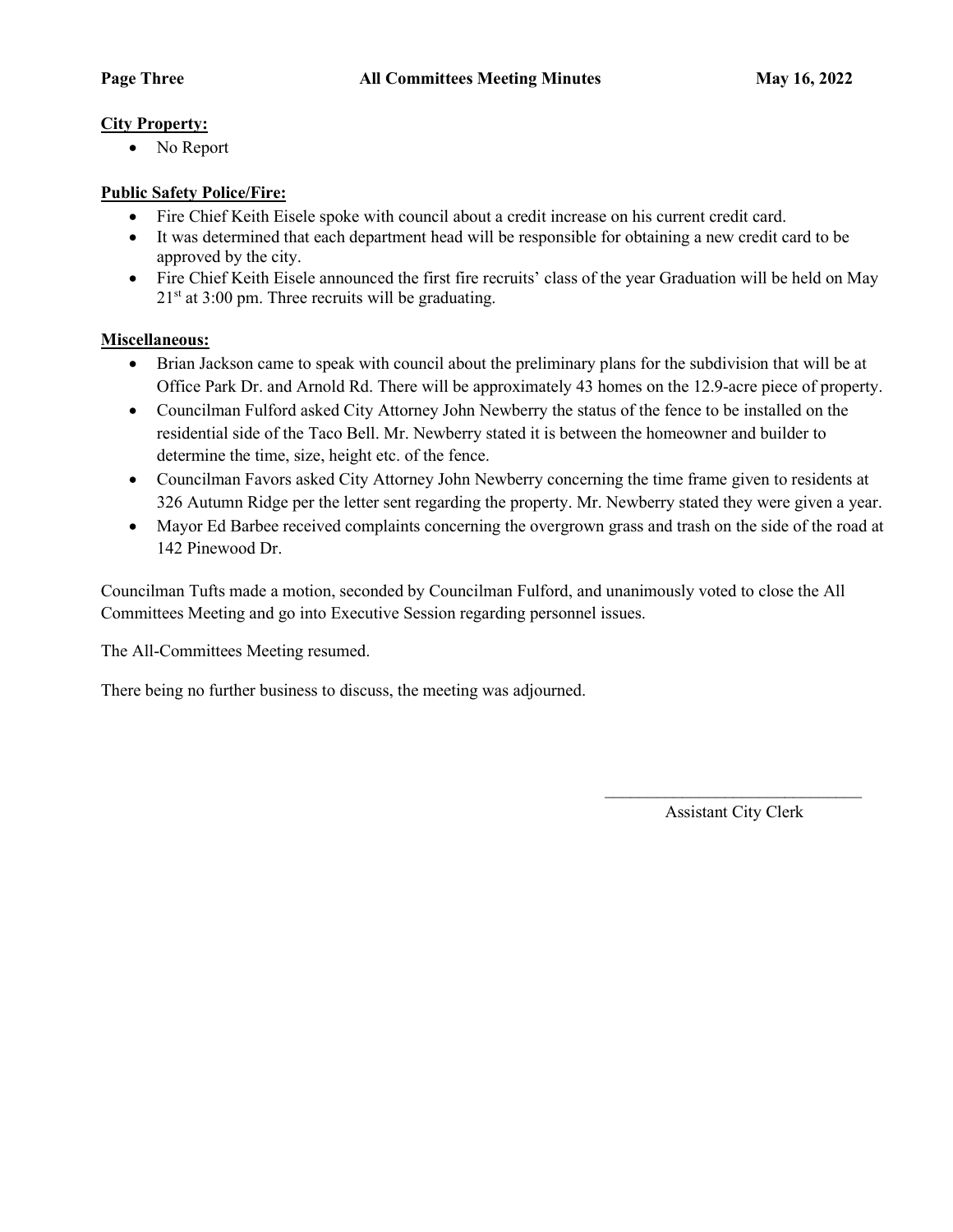**City Property:**

- No Report

**Public Safety Police/Fire:**

- Fire Chief Keith Eisele spoke with council about a credit increase on his current credit card.
- It was determined that each department head will be responsible for obtaining a new credit card to be approved by the city.
- Fire Chief Keith Eisele announced the first fire recruits' class of the year Graduation will be held on May 21st at 3:00 pm. Three recruits will be graduating.

**Miscellaneous:**

- Brian Jackson came to speak with council about the preliminary plans for the subdivision that will be at Office Park Dr. and Arnold Rd. There will be approximately 43 homes on the 12.9-acre piece of property.
- Councilman Fulford asked City Attorney John Newberry the status of the fence to be installed on the residential side of the Taco Bell. Mr. Newberry stated it is between the homeowner and builder to determine the time, size, height etc. of the fence.
- Councilman Favors asked City Attorney John Newberry concerning the time frame given to residents at 326 Autumn Ridge per the letter sent regarding the property. Mr. Newberry stated they were given a year.
- Mayor Ed Barbee received complaints concerning the overgrown grass and trash on the side of the road at 142 Pinewood Dr.

Councilman Tufts made a motion, seconded by Councilman Fulford, and unanimously voted to close the All Committees Meeting and go into Executive Session regarding personnel issues.

The All-Committees Meeting resumed.

There being no further business to discuss, the meeting was adjourned.

\_\_\_\_\_\_\_\_\_\_\_\_\_\_\_\_\_\_\_\_\_\_\_\_\_\_\_\_\_\_\_

Assistant City Clerk